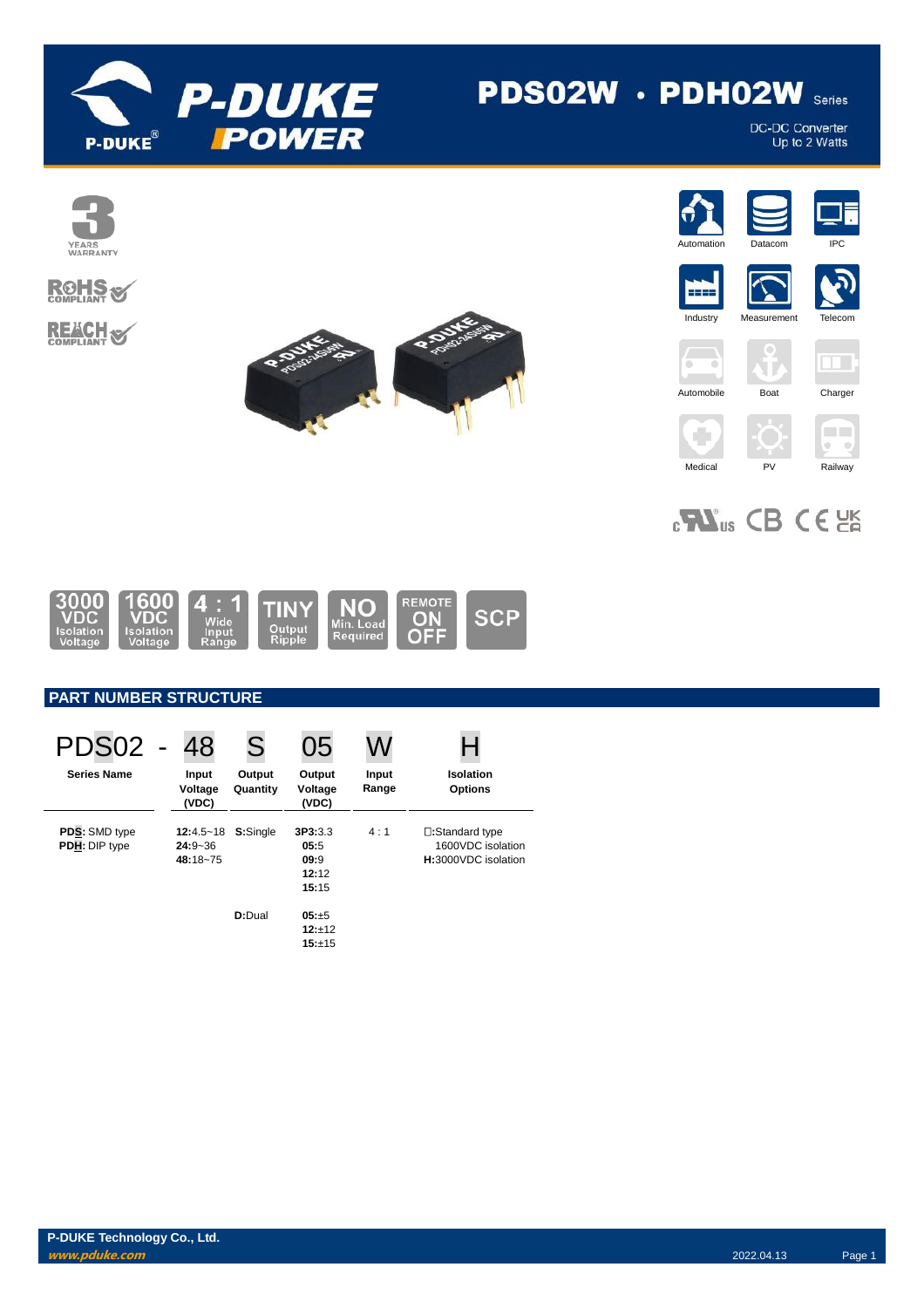# PDS02W · PDH02W Series

DC-DC Converter
Up to 2 Watts

3 YEARS WARRANTY

RoHS COMPLIANT

REACH COMPLIANT

Automation | Datacom | IPC | Industry | Measurement | Telecom | Automobile | Boat | Charger | Medical | PV | Railway

3000 VDC Isolation Voltage | 1600 VDC Isolation Voltage | 4 : 1 Wide Input Range | TINY Output Ripple | NO Min. Load Required | REMOTE ON OFF | SCP

## PART NUMBER STRUCTURE

| PDS02 - | 48 | S | 05 | W | H |
|---|---|---|---|---|---|
| **Series Name** | **Input Voltage (VDC)** | **Output Quantity** | **Output Voltage (VDC)** | **Input Range** | **Isolation Options** |
| **PDS**: SMD type<br>**PDH**: DIP type | **12:**4.5~18<br>**24:**9~36<br>**48:**18~75 | **S:**Single | **3P3:**3.3<br>**05:**5<br>**09:**9<br>**12:**12<br>**15:**15 | 4 : 1 | □**:**Standard type 1600VDC isolation<br>**H:**3000VDC isolation |
| | | **D:**Dual | **05:**±5<br>**12:**±12<br>**15:**±15 | | |

**P-DUKE Technology Co., Ltd.**
www.pduke.com
2022.04.13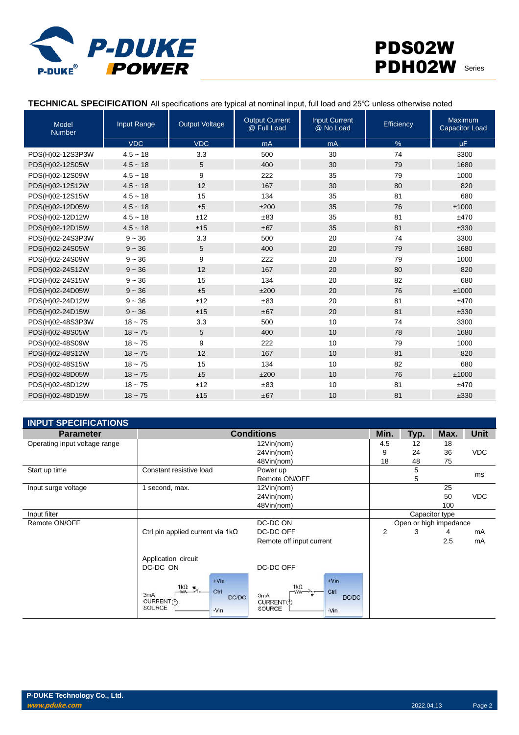# PDS02W PDH02W Series

## TECHNICAL SPECIFICATION

All specifications are typical at nominal input, full load and 25℃ unless otherwise noted

| Model Number | Input Range | Output Voltage | Output Current @ Full Load | Input Current @ No Load | Efficiency | Maximum Capacitor Load |
|---|---|---|---|---|---|---|
| | VDC | VDC | mA | mA | % | µF |
| PDS(H)02-12S3P3W | 4.5 ~ 18 | 3.3 | 500 | 30 | 74 | 3300 |
| PDS(H)02-12S05W | 4.5 ~ 18 | 5 | 400 | 30 | 79 | 1680 |
| PDS(H)02-12S09W | 4.5 ~ 18 | 9 | 222 | 35 | 79 | 1000 |
| PDS(H)02-12S12W | 4.5 ~ 18 | 12 | 167 | 30 | 80 | 820 |
| PDS(H)02-12S15W | 4.5 ~ 18 | 15 | 134 | 35 | 81 | 680 |
| PDS(H)02-12D05W | 4.5 ~ 18 | ±5 | ±200 | 35 | 76 | ±1000 |
| PDS(H)02-12D12W | 4.5 ~ 18 | ±12 | ±83 | 35 | 81 | ±470 |
| PDS(H)02-12D15W | 4.5 ~ 18 | ±15 | ±67 | 35 | 81 | ±330 |
| PDS(H)02-24S3P3W | 9 ~ 36 | 3.3 | 500 | 20 | 74 | 3300 |
| PDS(H)02-24S05W | 9 ~ 36 | 5 | 400 | 20 | 79 | 1680 |
| PDS(H)02-24S09W | 9 ~ 36 | 9 | 222 | 20 | 79 | 1000 |
| PDS(H)02-24S12W | 9 ~ 36 | 12 | 167 | 20 | 80 | 820 |
| PDS(H)02-24S15W | 9 ~ 36 | 15 | 134 | 20 | 82 | 680 |
| PDS(H)02-24D05W | 9 ~ 36 | ±5 | ±200 | 20 | 76 | ±1000 |
| PDS(H)02-24D12W | 9 ~ 36 | ±12 | ±83 | 20 | 81 | ±470 |
| PDS(H)02-24D15W | 9 ~ 36 | ±15 | ±67 | 20 | 81 | ±330 |
| PDS(H)02-48S3P3W | 18 ~ 75 | 3.3 | 500 | 10 | 74 | 3300 |
| PDS(H)02-48S05W | 18 ~ 75 | 5 | 400 | 10 | 78 | 1680 |
| PDS(H)02-48S09W | 18 ~ 75 | 9 | 222 | 10 | 79 | 1000 |
| PDS(H)02-48S12W | 18 ~ 75 | 12 | 167 | 10 | 81 | 820 |
| PDS(H)02-48S15W | 18 ~ 75 | 15 | 134 | 10 | 82 | 680 |
| PDS(H)02-48D05W | 18 ~ 75 | ±5 | ±200 | 10 | 76 | ±1000 |
| PDS(H)02-48D12W | 18 ~ 75 | ±12 | ±83 | 10 | 81 | ±470 |
| PDS(H)02-48D15W | 18 ~ 75 | ±15 | ±67 | 10 | 81 | ±330 |

## INPUT SPECIFICATIONS

| Parameter | Conditions | | Min. | Typ. | Max. | Unit |
|---|---|---|---|---|---|---|
| Operating input voltage range | | 12Vin(nom) | 4.5 | 12 | 18 | VDC |
| | | 24Vin(nom) | 9 | 24 | 36 | VDC |
| | | 48Vin(nom) | 18 | 48 | 75 | VDC |
| Start up time | Constant resistive load | Power up | | 5 | | ms |
| | | Remote ON/OFF | | 5 | | ms |
| Input surge voltage | 1 second, max. | 12Vin(nom) | | | 25 | VDC |
| | | 24Vin(nom) | | | 50 | VDC |
| | | 48Vin(nom) | | | 100 | VDC |
| Input filter | | | Capacitor type | | | |
| Remote ON/OFF | | DC-DC ON | Open or high impedance | | | |
| | Ctrl pin applied current via 1kΩ | DC-DC OFF | 2 | 3 | 4 | mA |
| | | Remote off input current | | | 2.5 | mA |
| | Application circuit DC-DC ON | DC-DC OFF | | | | |

P-DUKE Technology Co., Ltd.
www.pduke.com
2022.04.13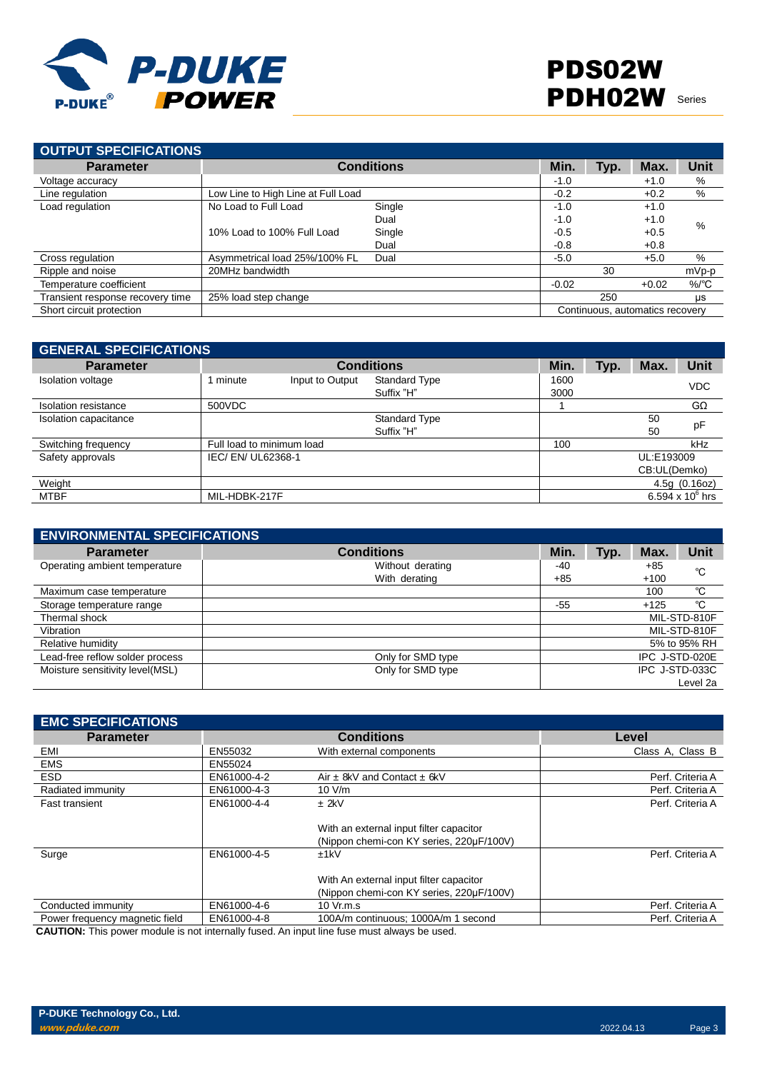## OUTPUT SPECIFICATIONS

| Parameter | Conditions | | Min. | Typ. | Max. | Unit |
|---|---|---|---|---|---|---|
| Voltage accuracy | | | -1.0 | | +1.0 | % |
| Line regulation | Low Line to High Line at Full Load | | -0.2 | | +0.2 | % |
| Load regulation | No Load to Full Load | Single | -1.0 | | +1.0 | % |
| | | Dual | -1.0 | | +1.0 | |
| | 10% Load to 100% Full Load | Single | -0.5 | | +0.5 | |
| | | Dual | -0.8 | | +0.8 | |
| Cross regulation | Asymmetrical load 25%/100% FL | Dual | -5.0 | | +5.0 | % |
| Ripple and noise | 20MHz bandwidth | | | 30 | | mVp-p |
| Temperature coefficient | | | -0.02 | | +0.02 | %/℃ |
| Transient response recovery time | 25% load step change | | | 250 | | μs |
| Short circuit protection | | | Continuous, automatics recovery | | | |

## GENERAL SPECIFICATIONS

| Parameter | Conditions | | | Min. | Typ. | Max. | Unit |
|---|---|---|---|---|---|---|---|
| Isolation voltage | 1 minute | Input to Output | Standard Type | 1600 | | | VDC |
| | | | Suffix "H" | 3000 | | | |
| Isolation resistance | 500VDC | | | 1 | | | GΩ |
| Isolation capacitance | | | Standard Type | | | 50 | pF |
| | | | Suffix "H" | | | 50 | |
| Switching frequency | Full load to minimum load | | | 100 | | | kHz |
| Safety approvals | IEC/ EN/ UL62368-1 | | | UL:E193009 CB:UL(Demko) | | | |
| Weight | | | | 4.5g (0.16oz) | | | |
| MTBF | MIL-HDBK-217F | | | $6.594 \times 10^6$ hrs | | | |

## ENVIRONMENTAL SPECIFICATIONS

| Parameter | Conditions | Min. | Typ. | Max. | Unit |
|---|---|---|---|---|---|
| Operating ambient temperature | Without derating | -40 | | +85 | ℃ |
| | With derating | +85 | | +100 | |
| Maximum case temperature | | | | 100 | ℃ |
| Storage temperature range | | -55 | | +125 | ℃ |
| Thermal shock | | MIL-STD-810F | | | |
| Vibration | | MIL-STD-810F | | | |
| Relative humidity | | 5% to 95% RH | | | |
| Lead-free reflow solder process | Only for SMD type | IPC J-STD-020E | | | |
| Moisture sensitivity level(MSL) | Only for SMD type | IPC J-STD-033C Level 2a | | | |

## EMC SPECIFICATIONS

| Parameter | Conditions | | Level |
|---|---|---|---|
| EMI | EN55032 | With external components | Class A, Class B |
| EMS | EN55024 | | |
| ESD | EN61000-4-2 | Air ± 8kV and Contact ± 6kV | Perf. Criteria A |
| Radiated immunity | EN61000-4-3 | 10 V/m | Perf. Criteria A |
| Fast transient | EN61000-4-4 | ± 2kV<br><br>With an external input filter capacitor (Nippon chemi-con KY series, 220μF/100V) | Perf. Criteria A |
| Surge | EN61000-4-5 | ±1kV<br><br>With An external input filter capacitor (Nippon chemi-con KY series, 220μF/100V) | Perf. Criteria A |
| Conducted immunity | EN61000-4-6 | 10 Vr.m.s | Perf. Criteria A |
| Power frequency magnetic field | EN61000-4-8 | 100A/m continuous; 1000A/m 1 second | Perf. Criteria A |

**CAUTION:** This power module is not internally fused. An input line fuse must always be used.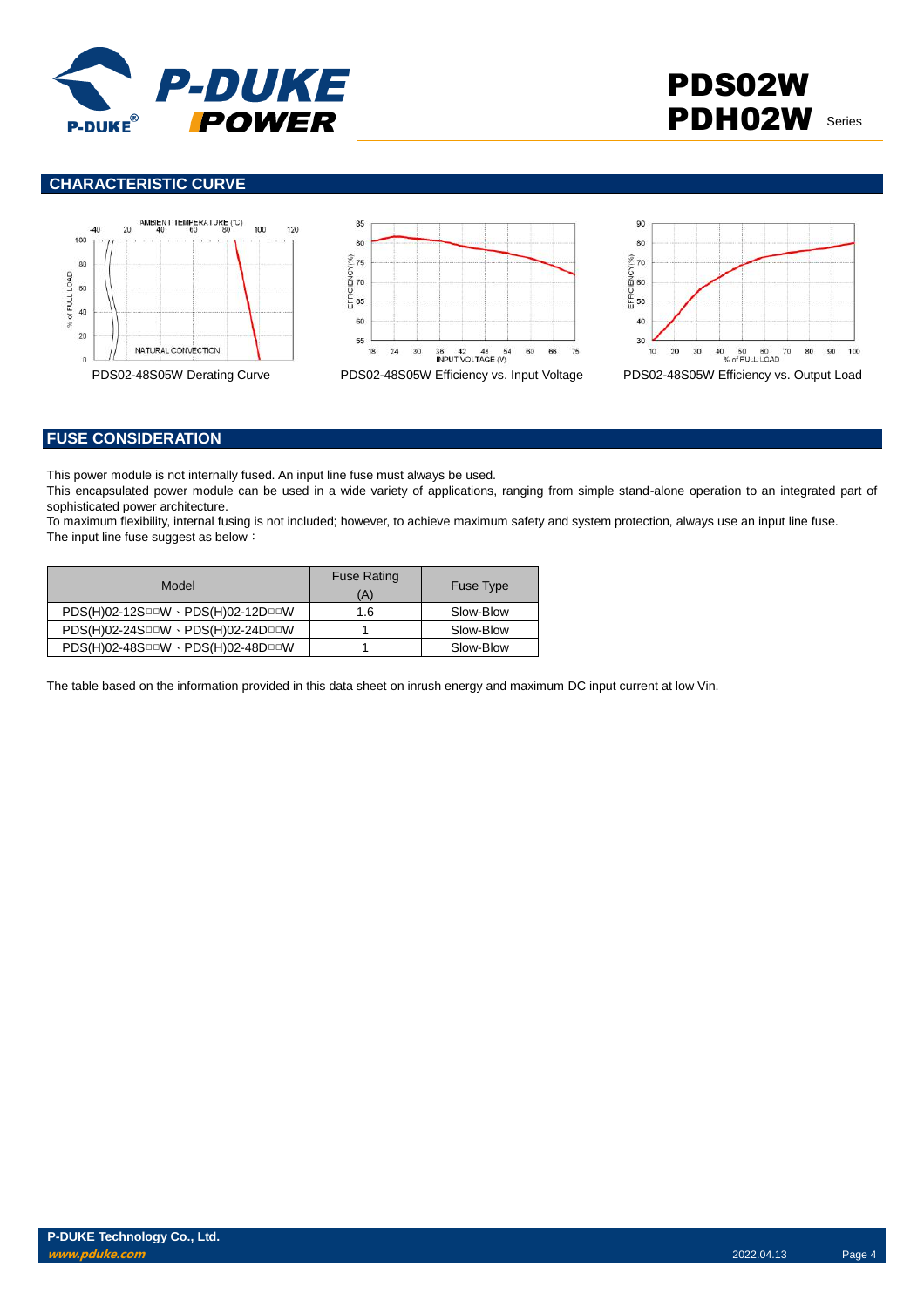## CHARACTERISTIC CURVE

PDS02-48S05W Derating Curve

PDS02-48S05W Efficiency vs. Input Voltage

PDS02-48S05W Efficiency vs. Output Load

## FUSE CONSIDERATION

This power module is not internally fused. An input line fuse must always be used.
This encapsulated power module can be used in a wide variety of applications, ranging from simple stand-alone operation to an integrated part of sophisticated power architecture.
To maximum flexibility, internal fusing is not included; however, to achieve maximum safety and system protection, always use an input line fuse.
The input line fuse suggest as below：

| Model | Fuse Rating (A) | Fuse Type |
|---|---|---|
| PDS(H)02-12S□□W、PDS(H)02-12D□□W | 1.6 | Slow-Blow |
| PDS(H)02-24S□□W、PDS(H)02-24D□□W | 1 | Slow-Blow |
| PDS(H)02-48S□□W、PDS(H)02-48D□□W | 1 | Slow-Blow |

The table based on the information provided in this data sheet on inrush energy and maximum DC input current at low Vin.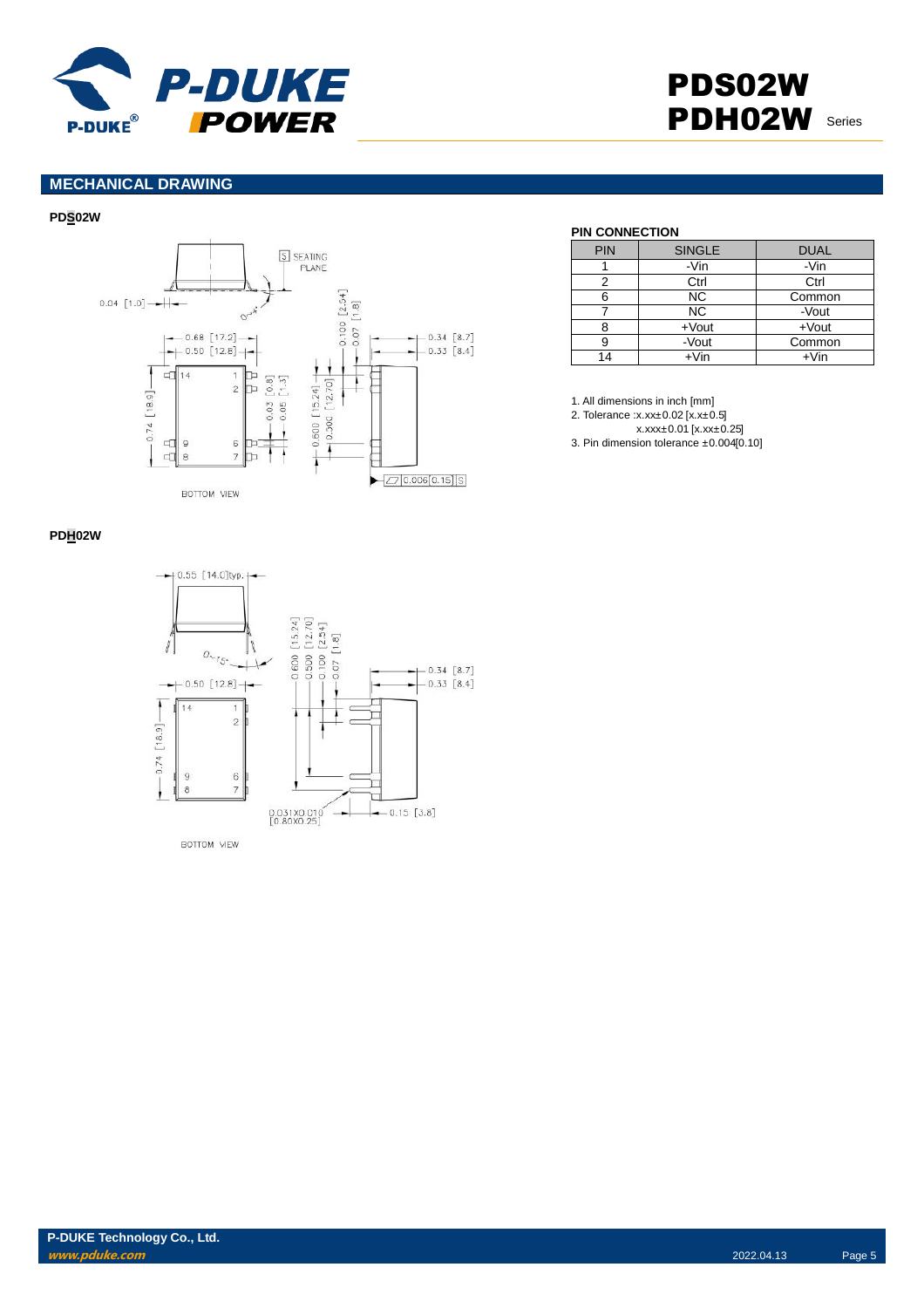## MECHANICAL DRAWING

**PDS02W**

**PIN CONNECTION**

| PIN | SINGLE | DUAL |
|---|---|---|
| 1 | -Vin | -Vin |
| 2 | Ctrl | Ctrl |
| 6 | NC | Common |
| 7 | NC | -Vout |
| 8 | +Vout | +Vout |
| 9 | -Vout | Common |
| 14 | +Vin | +Vin |

1. All dimensions in inch [mm]
2. Tolerance :x.xx±0.02 [x.x±0.5]
   x.xxx±0.01 [x.xx±0.25]
3. Pin dimension tolerance ±0.004[0.10]

**PDH02W**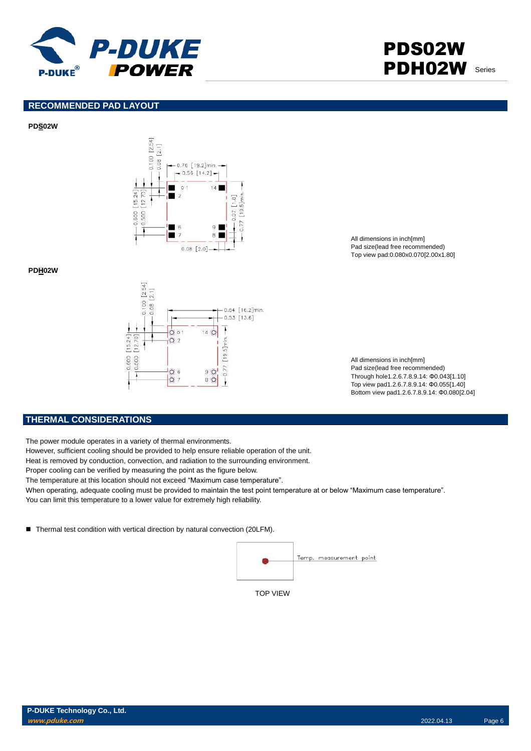## RECOMMENDED PAD LAYOUT

**PDS02W**

All dimensions in inch[mm]
Pad size(lead free recommended)
Top view pad:0.080x0.070[2.00x1.80]

**PDH02W**

All dimensions in inch[mm]
Pad size(lead free recommended)
Through hole1.2.6.7.8.9.14: Φ0.043[1.10]
Top view pad1.2.6.7.8.9.14: Φ0.055[1.40]
Bottom view pad1.2.6.7.8.9.14: Φ0.080[2.04]

## THERMAL CONSIDERATIONS

The power module operates in a variety of thermal environments.
However, sufficient cooling should be provided to help ensure reliable operation of the unit.
Heat is removed by conduction, convection, and radiation to the surrounding environment.
Proper cooling can be verified by measuring the point as the figure below.
The temperature at this location should not exceed "Maximum case temperature".
When operating, adequate cooling must be provided to maintain the test point temperature at or below "Maximum case temperature".
You can limit this temperature to a lower value for extremely high reliability.

- Thermal test condition with vertical direction by natural convection (20LFM).

Temp. measurement point

TOP VIEW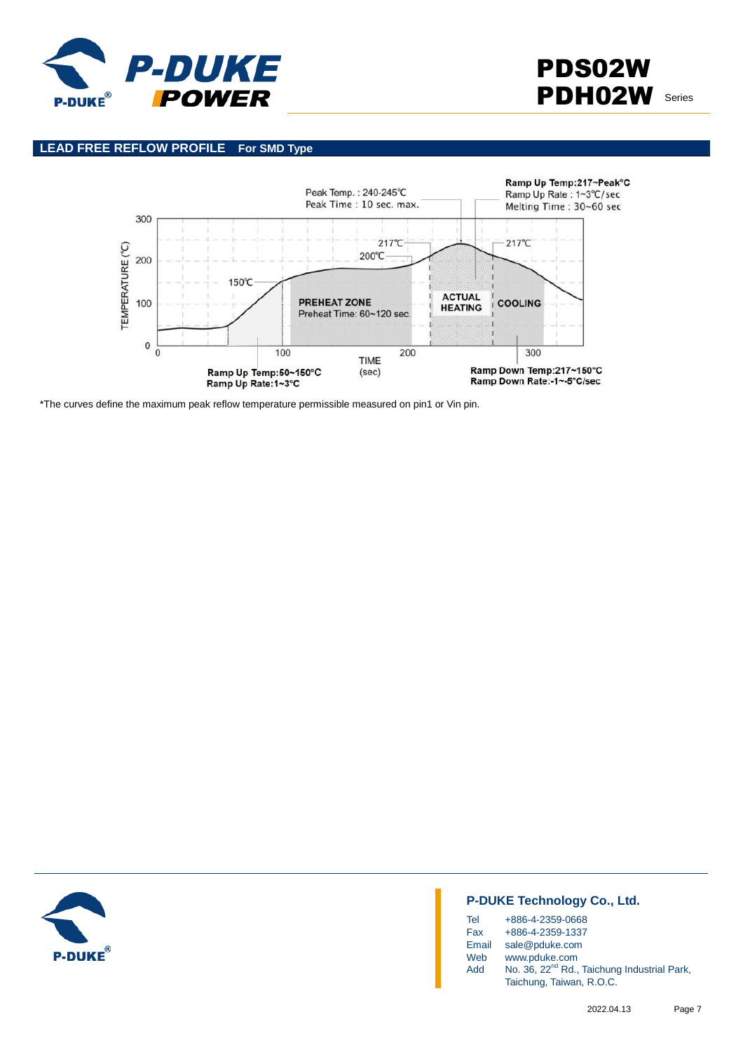## LEAD FREE REFLOW PROFILE For SMD Type

Peak Temp. : 240-245℃
Peak Time : 10 sec. max.

Ramp Up Temp:217~Peak°C
Ramp Up Rate : 1~3℃/sec
Melting Time : 30~60 sec

300
200
100
0
TEMPERATURE (℃)

217℃
200℃
150℃
217℃

PREHEAT ZONE
Preheat Time: 60~120 sec.

ACTUAL HEATING

COOLING

0
100
200
300
TIME (sec)

Ramp Up Temp:50~150°C
Ramp Up Rate:1~3°C

Ramp Down Temp:217~150°C
Ramp Down Rate:-1~-5°C/sec

*The curves define the maximum peak reflow temperature permissible measured on pin1 or Vin pin.

**P-DUKE Technology Co., Ltd.**

Tel +886-4-2359-0668
Fax +886-4-2359-1337
Email sale@pduke.com
Web www.pduke.com
Add No. 36, 22nd Rd., Taichung Industrial Park, Taichung, Taiwan, R.O.C.

2022.04.13